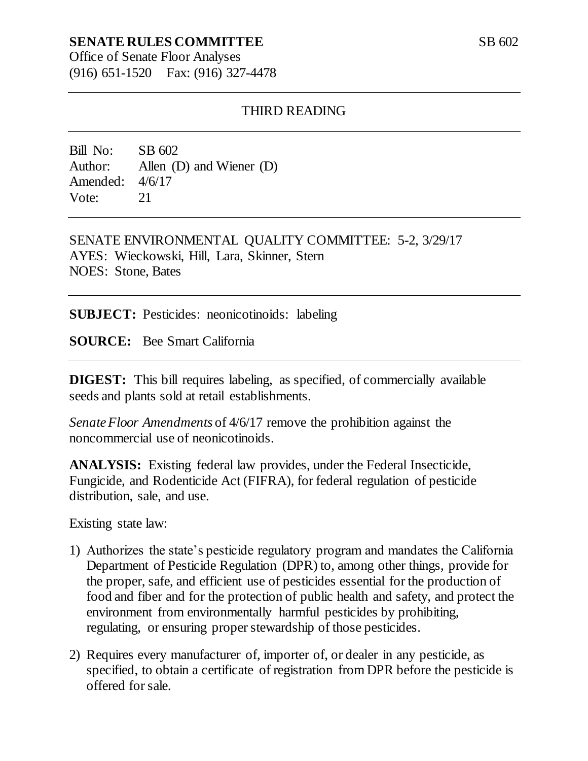**SENATE RULES COMMITTEE** SB 602

Office of Senate Floor Analyses
(916) 651-1520 Fax: (916) 327-4478

---

THIRD READING

---

Bill No: SB 602
Author: Allen (D) and Wiener (D)
Amended: 4/6/17
Vote: 21

---

SENATE ENVIRONMENTAL QUALITY COMMITTEE: 5-2, 3/29/17
AYES: Wieckowski, Hill, Lara, Skinner, Stern
NOES: Stone, Bates

---

**SUBJECT:** Pesticides: neonicotinoids: labeling

**SOURCE:** Bee Smart California

---

**DIGEST:** This bill requires labeling, as specified, of commercially available seeds and plants sold at retail establishments.

*Senate Floor Amendments* of 4/6/17 remove the prohibition against the noncommercial use of neonicotinoids.

**ANALYSIS:** Existing federal law provides, under the Federal Insecticide, Fungicide, and Rodenticide Act (FIFRA), for federal regulation of pesticide distribution, sale, and use.

Existing state law:

1) Authorizes the state's pesticide regulatory program and mandates the California Department of Pesticide Regulation (DPR) to, among other things, provide for the proper, safe, and efficient use of pesticides essential for the production of food and fiber and for the protection of public health and safety, and protect the environment from environmentally harmful pesticides by prohibiting, regulating, or ensuring proper stewardship of those pesticides.

2) Requires every manufacturer of, importer of, or dealer in any pesticide, as specified, to obtain a certificate of registration from DPR before the pesticide is offered for sale.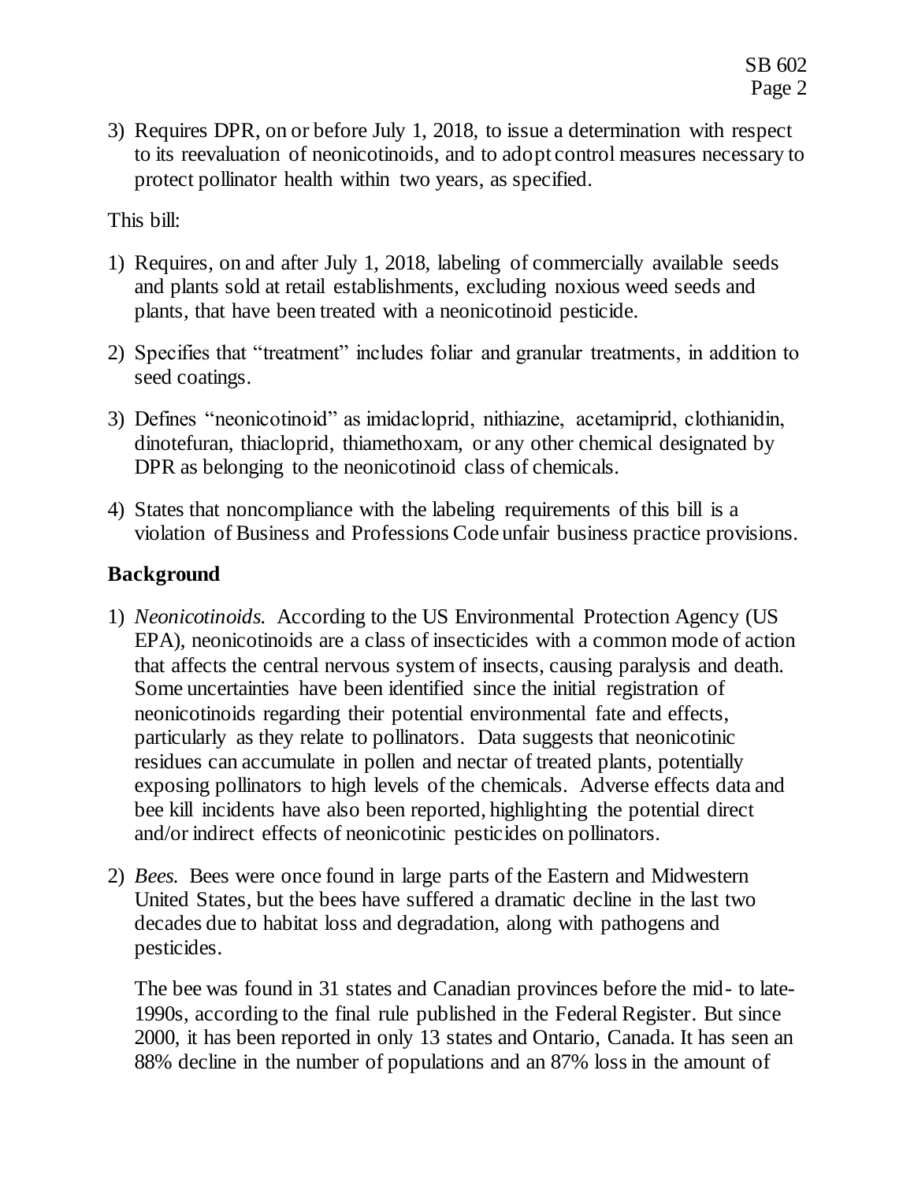3) Requires DPR, on or before July 1, 2018, to issue a determination with respect to its reevaluation of neonicotinoids, and to adopt control measures necessary to protect pollinator health within two years, as specified.

This bill:

1) Requires, on and after July 1, 2018, labeling of commercially available seeds and plants sold at retail establishments, excluding noxious weed seeds and plants, that have been treated with a neonicotinoid pesticide.

2) Specifies that "treatment" includes foliar and granular treatments, in addition to seed coatings.

3) Defines "neonicotinoid" as imidacloprid, nithiazine, acetamiprid, clothianidin, dinotefuran, thiacloprid, thiamethoxam, or any other chemical designated by DPR as belonging to the neonicotinoid class of chemicals.

4) States that noncompliance with the labeling requirements of this bill is a violation of Business and Professions Code unfair business practice provisions.

## Background

1) *Neonicotinoids.* According to the US Environmental Protection Agency (US EPA), neonicotinoids are a class of insecticides with a common mode of action that affects the central nervous system of insects, causing paralysis and death. Some uncertainties have been identified since the initial registration of neonicotinoids regarding their potential environmental fate and effects, particularly as they relate to pollinators. Data suggests that neonicotinic residues can accumulate in pollen and nectar of treated plants, potentially exposing pollinators to high levels of the chemicals. Adverse effects data and bee kill incidents have also been reported, highlighting the potential direct and/or indirect effects of neonicotinic pesticides on pollinators.

2) *Bees.* Bees were once found in large parts of the Eastern and Midwestern United States, but the bees have suffered a dramatic decline in the last two decades due to habitat loss and degradation, along with pathogens and pesticides.

   The bee was found in 31 states and Canadian provinces before the mid- to late-1990s, according to the final rule published in the Federal Register. But since 2000, it has been reported in only 13 states and Ontario, Canada. It has seen an 88% decline in the number of populations and an 87% loss in the amount of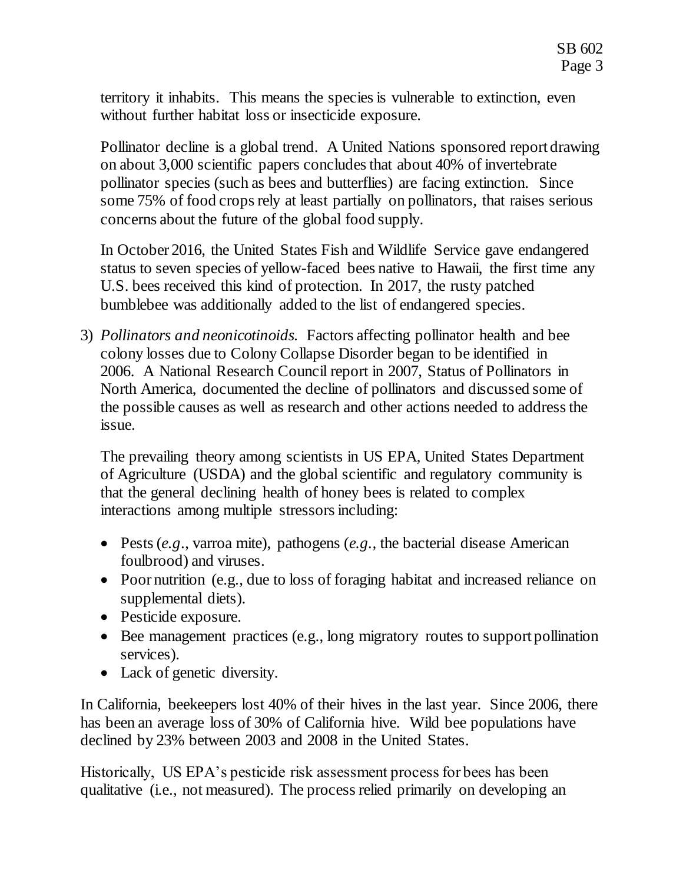territory it inhabits. This means the species is vulnerable to extinction, even without further habitat loss or insecticide exposure.

Pollinator decline is a global trend. A United Nations sponsored report drawing on about 3,000 scientific papers concludes that about 40% of invertebrate pollinator species (such as bees and butterflies) are facing extinction. Since some 75% of food crops rely at least partially on pollinators, that raises serious concerns about the future of the global food supply.

In October 2016, the United States Fish and Wildlife Service gave endangered status to seven species of yellow-faced bees native to Hawaii, the first time any U.S. bees received this kind of protection. In 2017, the rusty patched bumblebee was additionally added to the list of endangered species.

3) *Pollinators and neonicotinoids.* Factors affecting pollinator health and bee colony losses due to Colony Collapse Disorder began to be identified in 2006. A National Research Council report in 2007, Status of Pollinators in North America, documented the decline of pollinators and discussed some of the possible causes as well as research and other actions needed to address the issue.

   The prevailing theory among scientists in US EPA, United States Department of Agriculture (USDA) and the global scientific and regulatory community is that the general declining health of honey bees is related to complex interactions among multiple stressors including:

   - Pests (*e.g*., varroa mite), pathogens (*e.g.*, the bacterial disease American foulbrood) and viruses.
   - Poor nutrition (e.g., due to loss of foraging habitat and increased reliance on supplemental diets).
   - Pesticide exposure.
   - Bee management practices (e.g., long migratory routes to support pollination services).
   - Lack of genetic diversity.

In California, beekeepers lost 40% of their hives in the last year. Since 2006, there has been an average loss of 30% of California hive. Wild bee populations have declined by 23% between 2003 and 2008 in the United States.

Historically, US EPA's pesticide risk assessment process for bees has been qualitative (i.e., not measured). The process relied primarily on developing an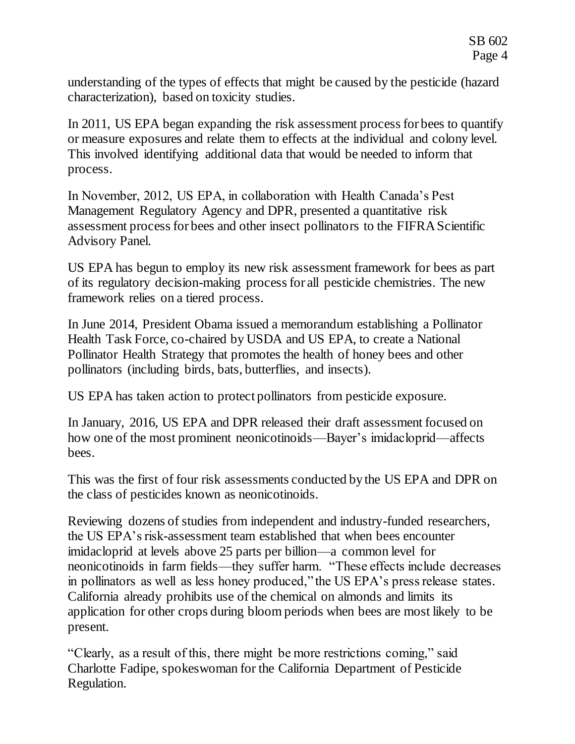understanding of the types of effects that might be caused by the pesticide (hazard characterization), based on toxicity studies.

In 2011, US EPA began expanding the risk assessment process for bees to quantify or measure exposures and relate them to effects at the individual and colony level. This involved identifying additional data that would be needed to inform that process.

In November, 2012, US EPA, in collaboration with Health Canada's Pest Management Regulatory Agency and DPR, presented a quantitative risk assessment process for bees and other insect pollinators to the FIFRA Scientific Advisory Panel.

US EPA has begun to employ its new risk assessment framework for bees as part of its regulatory decision-making process for all pesticide chemistries. The new framework relies on a tiered process.

In June 2014, President Obama issued a memorandum establishing a Pollinator Health Task Force, co-chaired by USDA and US EPA, to create a National Pollinator Health Strategy that promotes the health of honey bees and other pollinators (including birds, bats, butterflies, and insects).

US EPA has taken action to protect pollinators from pesticide exposure.

In January, 2016, US EPA and DPR released their draft assessment focused on how one of the most prominent neonicotinoids—Bayer's imidacloprid—affects bees.

This was the first of four risk assessments conducted by the US EPA and DPR on the class of pesticides known as neonicotinoids.

Reviewing dozens of studies from independent and industry-funded researchers, the US EPA's risk-assessment team established that when bees encounter imidacloprid at levels above 25 parts per billion—a common level for neonicotinoids in farm fields—they suffer harm. "These effects include decreases in pollinators as well as less honey produced," the US EPA's press release states. California already prohibits use of the chemical on almonds and limits its application for other crops during bloom periods when bees are most likely to be present.

"Clearly, as a result of this, there might be more restrictions coming," said Charlotte Fadipe, spokeswoman for the California Department of Pesticide Regulation.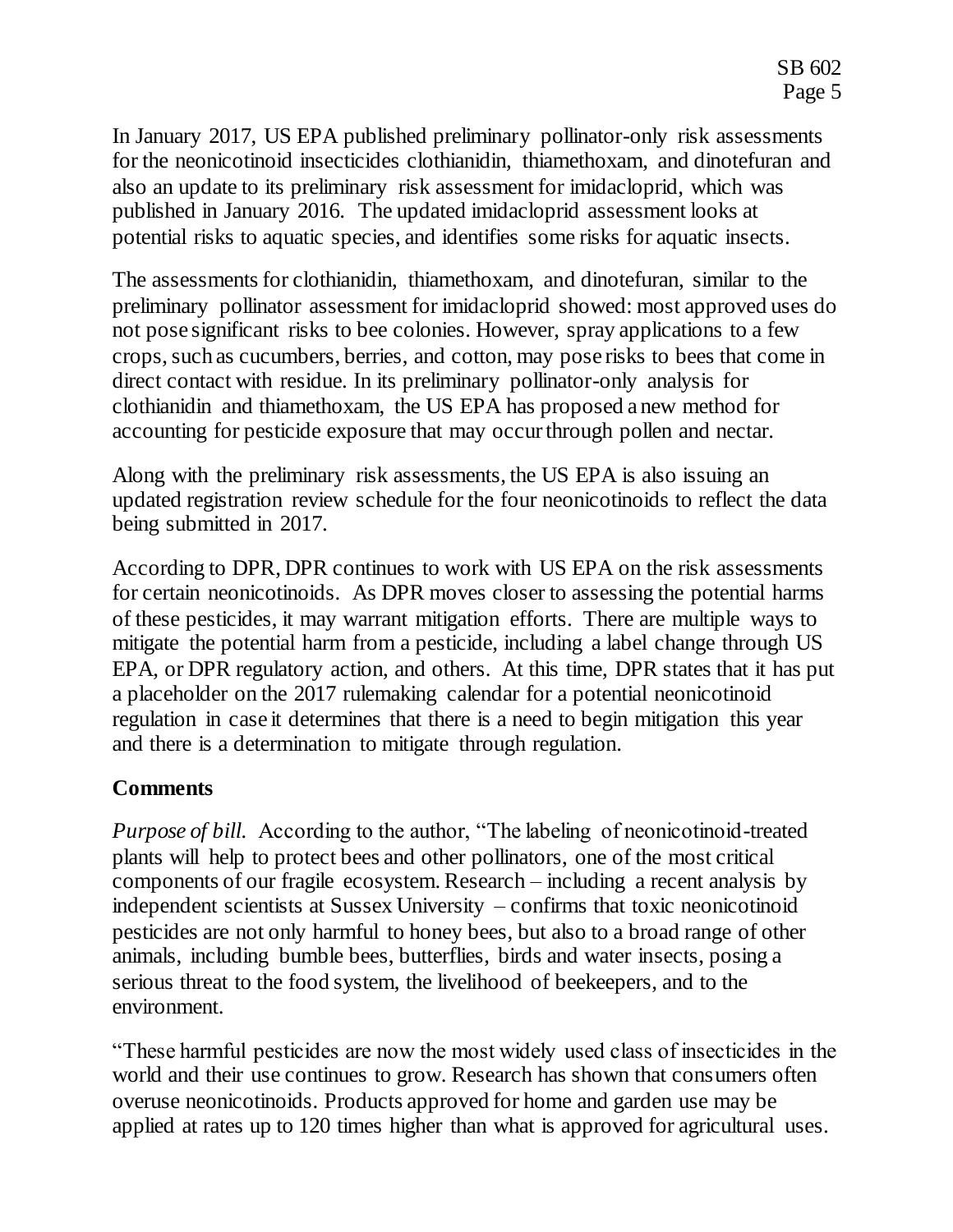In January 2017, US EPA published preliminary pollinator-only risk assessments for the neonicotinoid insecticides clothianidin, thiamethoxam, and dinotefuran and also an update to its preliminary risk assessment for imidacloprid, which was published in January 2016. The updated imidacloprid assessment looks at potential risks to aquatic species, and identifies some risks for aquatic insects.

The assessments for clothianidin, thiamethoxam, and dinotefuran, similar to the preliminary pollinator assessment for imidacloprid showed: most approved uses do not pose significant risks to bee colonies. However, spray applications to a few crops, such as cucumbers, berries, and cotton, may pose risks to bees that come in direct contact with residue. In its preliminary pollinator-only analysis for clothianidin and thiamethoxam, the US EPA has proposed a new method for accounting for pesticide exposure that may occur through pollen and nectar.

Along with the preliminary risk assessments, the US EPA is also issuing an updated registration review schedule for the four neonicotinoids to reflect the data being submitted in 2017.

According to DPR, DPR continues to work with US EPA on the risk assessments for certain neonicotinoids. As DPR moves closer to assessing the potential harms of these pesticides, it may warrant mitigation efforts. There are multiple ways to mitigate the potential harm from a pesticide, including a label change through US EPA, or DPR regulatory action, and others. At this time, DPR states that it has put a placeholder on the 2017 rulemaking calendar for a potential neonicotinoid regulation in case it determines that there is a need to begin mitigation this year and there is a determination to mitigate through regulation.

## Comments

*Purpose of bill.* According to the author, "The labeling of neonicotinoid-treated plants will help to protect bees and other pollinators, one of the most critical components of our fragile ecosystem. Research – including a recent analysis by independent scientists at Sussex University – confirms that toxic neonicotinoid pesticides are not only harmful to honey bees, but also to a broad range of other animals, including bumble bees, butterflies, birds and water insects, posing a serious threat to the food system, the livelihood of beekeepers, and to the environment.

"These harmful pesticides are now the most widely used class of insecticides in the world and their use continues to grow. Research has shown that consumers often overuse neonicotinoids. Products approved for home and garden use may be applied at rates up to 120 times higher than what is approved for agricultural uses.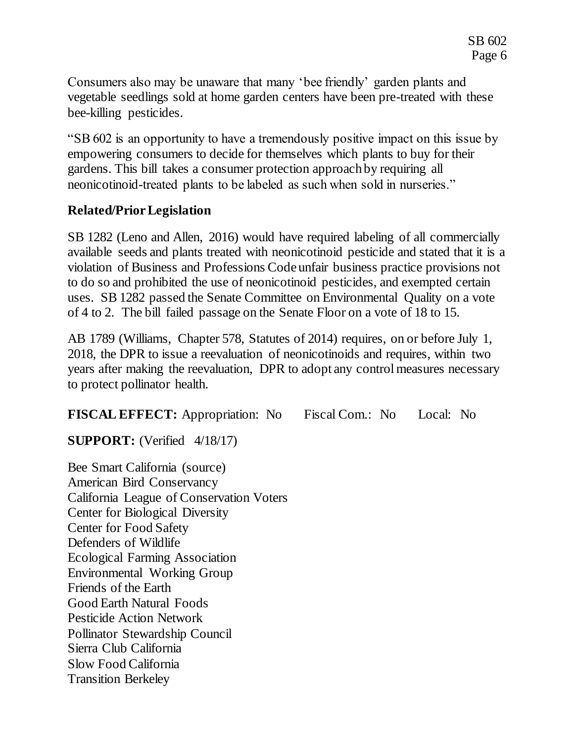Consumers also may be unaware that many 'bee friendly' garden plants and vegetable seedlings sold at home garden centers have been pre-treated with these bee-killing pesticides.

"SB 602 is an opportunity to have a tremendously positive impact on this issue by empowering consumers to decide for themselves which plants to buy for their gardens. This bill takes a consumer protection approach by requiring all neonicotinoid-treated plants to be labeled as such when sold in nurseries."

## Related/Prior Legislation

SB 1282 (Leno and Allen, 2016) would have required labeling of all commercially available seeds and plants treated with neonicotinoid pesticide and stated that it is a violation of Business and Professions Code unfair business practice provisions not to do so and prohibited the use of neonicotinoid pesticides, and exempted certain uses. SB 1282 passed the Senate Committee on Environmental Quality on a vote of 4 to 2. The bill failed passage on the Senate Floor on a vote of 18 to 15.

AB 1789 (Williams, Chapter 578, Statutes of 2014) requires, on or before July 1, 2018, the DPR to issue a reevaluation of neonicotinoids and requires, within two years after making the reevaluation, DPR to adopt any control measures necessary to protect pollinator health.

**FISCAL EFFECT:** Appropriation: No Fiscal Com.: No Local: No

**SUPPORT:** (Verified 4/18/17)

Bee Smart California (source)
American Bird Conservancy
California League of Conservation Voters
Center for Biological Diversity
Center for Food Safety
Defenders of Wildlife
Ecological Farming Association
Environmental Working Group
Friends of the Earth
Good Earth Natural Foods
Pesticide Action Network
Pollinator Stewardship Council
Sierra Club California
Slow Food California
Transition Berkeley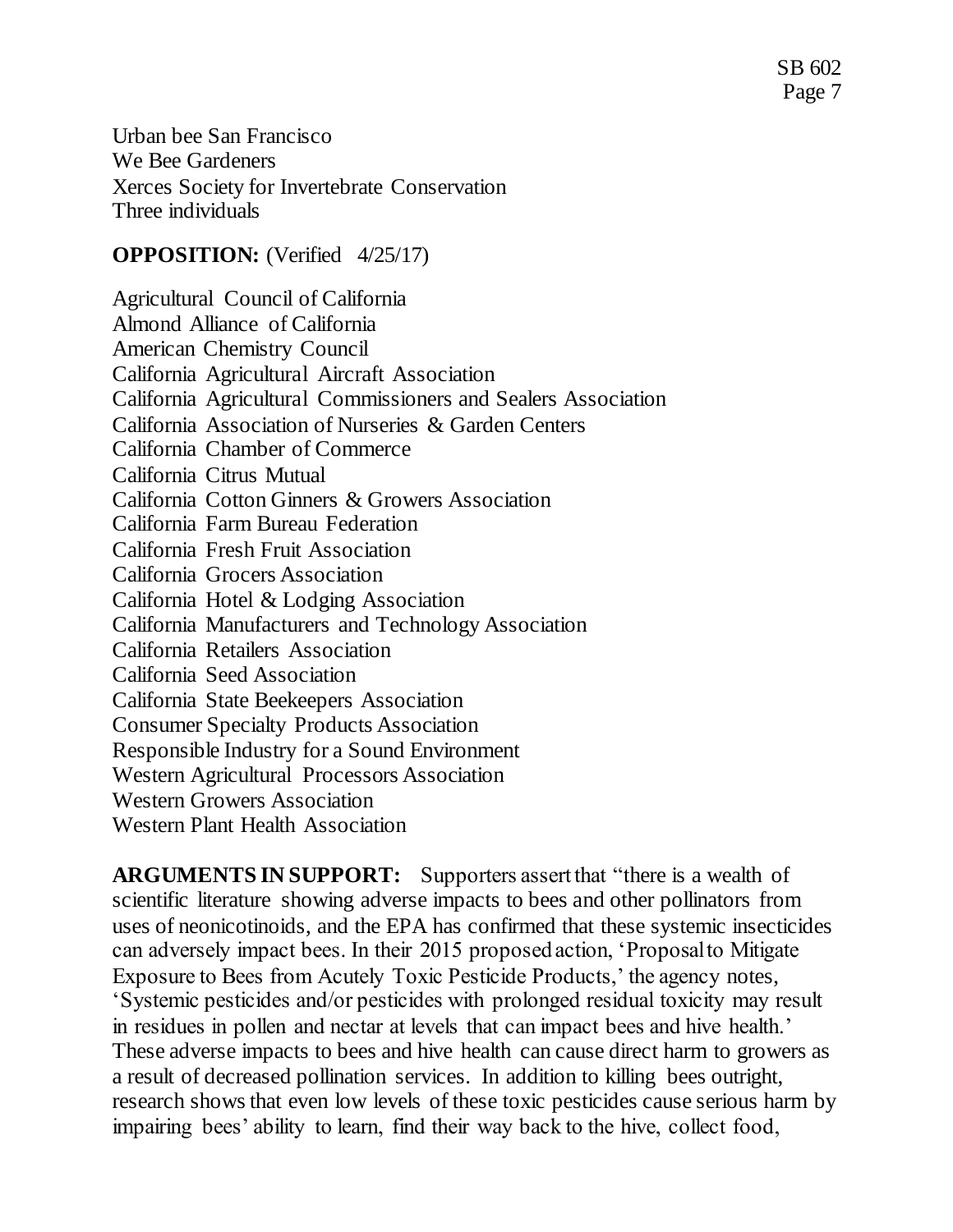Urban bee San Francisco
We Bee Gardeners
Xerces Society for Invertebrate Conservation
Three individuals

**OPPOSITION:** (Verified 4/25/17)

Agricultural Council of California
Almond Alliance of California
American Chemistry Council
California Agricultural Aircraft Association
California Agricultural Commissioners and Sealers Association
California Association of Nurseries & Garden Centers
California Chamber of Commerce
California Citrus Mutual
California Cotton Ginners & Growers Association
California Farm Bureau Federation
California Fresh Fruit Association
California Grocers Association
California Hotel & Lodging Association
California Manufacturers and Technology Association
California Retailers Association
California Seed Association
California State Beekeepers Association
Consumer Specialty Products Association
Responsible Industry for a Sound Environment
Western Agricultural Processors Association
Western Growers Association
Western Plant Health Association

**ARGUMENTS IN SUPPORT:** Supporters assert that "there is a wealth of scientific literature showing adverse impacts to bees and other pollinators from uses of neonicotinoids, and the EPA has confirmed that these systemic insecticides can adversely impact bees. In their 2015 proposed action, 'Proposal to Mitigate Exposure to Bees from Acutely Toxic Pesticide Products,' the agency notes, 'Systemic pesticides and/or pesticides with prolonged residual toxicity may result in residues in pollen and nectar at levels that can impact bees and hive health.' These adverse impacts to bees and hive health can cause direct harm to growers as a result of decreased pollination services. In addition to killing bees outright, research shows that even low levels of these toxic pesticides cause serious harm by impairing bees' ability to learn, find their way back to the hive, collect food,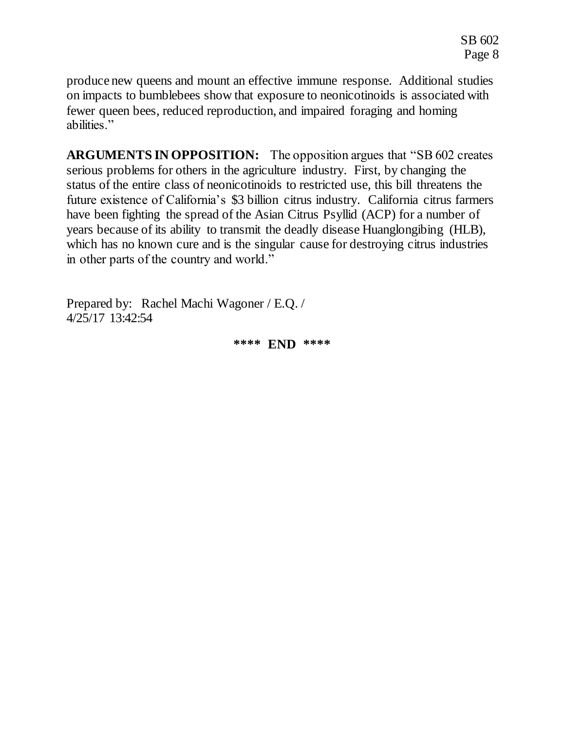produce new queens and mount an effective immune response. Additional studies on impacts to bumblebees show that exposure to neonicotinoids is associated with fewer queen bees, reduced reproduction, and impaired foraging and homing abilities."

**ARGUMENTS IN OPPOSITION:** The opposition argues that "SB 602 creates serious problems for others in the agriculture industry. First, by changing the status of the entire class of neonicotinoids to restricted use, this bill threatens the future existence of California's $3 billion citrus industry. California citrus farmers have been fighting the spread of the Asian Citrus Psyllid (ACP) for a number of years because of its ability to transmit the deadly disease Huanglongibing (HLB), which has no known cure and is the singular cause for destroying citrus industries in other parts of the country and world."

Prepared by: Rachel Machi Wagoner / E.Q. /
4/25/17 13:42:54

**\*\*\*\* END \*\*\*\***